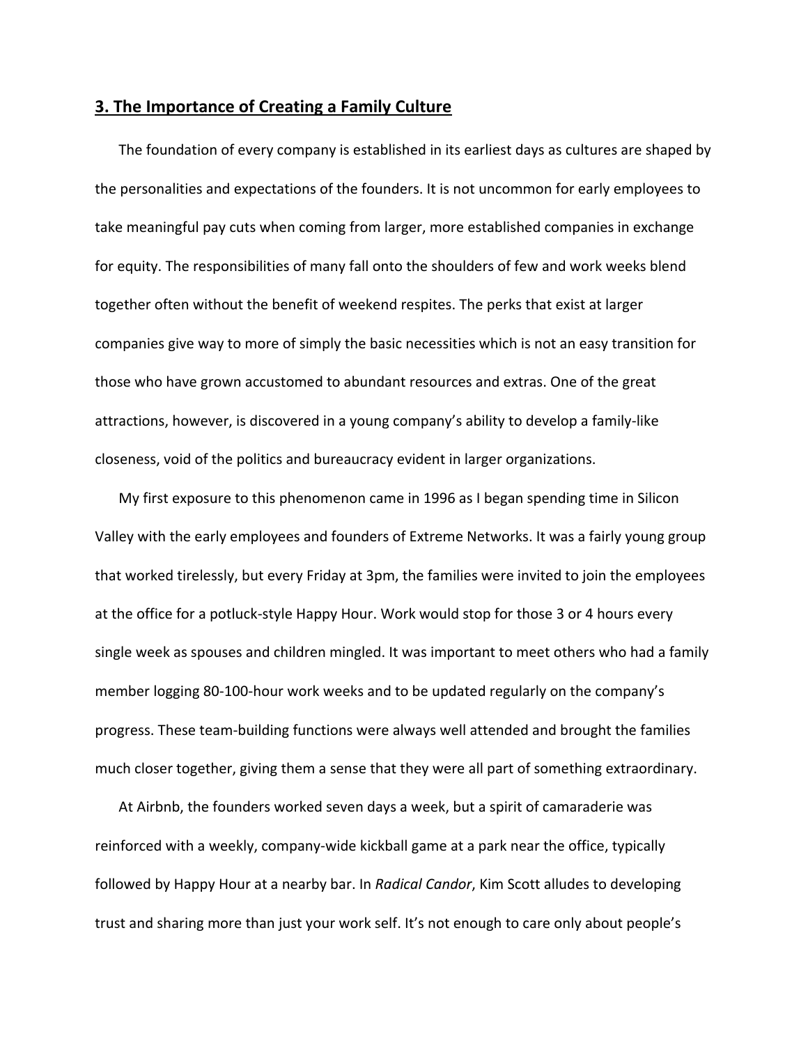## 3. The Importance of Creating a Family Culture

The foundation of every company is established in its earliest days as cultures are shaped by the personalities and expectations of the founders. It is not uncommon for early employees to take meaningful pay cuts when coming from larger, more established companies in exchange for equity. The responsibilities of many fall onto the shoulders of few and work weeks blend together often without the benefit of weekend respites. The perks that exist at larger companies give way to more of simply the basic necessities which is not an easy transition for those who have grown accustomed to abundant resources and extras. One of the great attractions, however, is discovered in a young company's ability to develop a family-like closeness, void of the politics and bureaucracy evident in larger organizations.

My first exposure to this phenomenon came in 1996 as I began spending time in Silicon Valley with the early employees and founders of Extreme Networks. It was a fairly young group that worked tirelessly, but every Friday at 3pm, the families were invited to join the employees at the office for a potluck-style Happy Hour. Work would stop for those 3 or 4 hours every single week as spouses and children mingled. It was important to meet others who had a family member logging 80-100-hour work weeks and to be updated regularly on the company's progress. These team-building functions were always well attended and brought the families much closer together, giving them a sense that they were all part of something extraordinary.

At Airbnb, the founders worked seven days a week, but a spirit of camaraderie was reinforced with a weekly, company-wide kickball game at a park near the office, typically followed by Happy Hour at a nearby bar. In *Radical Candor*, Kim Scott alludes to developing trust and sharing more than just your work self. It's not enough to care only about people's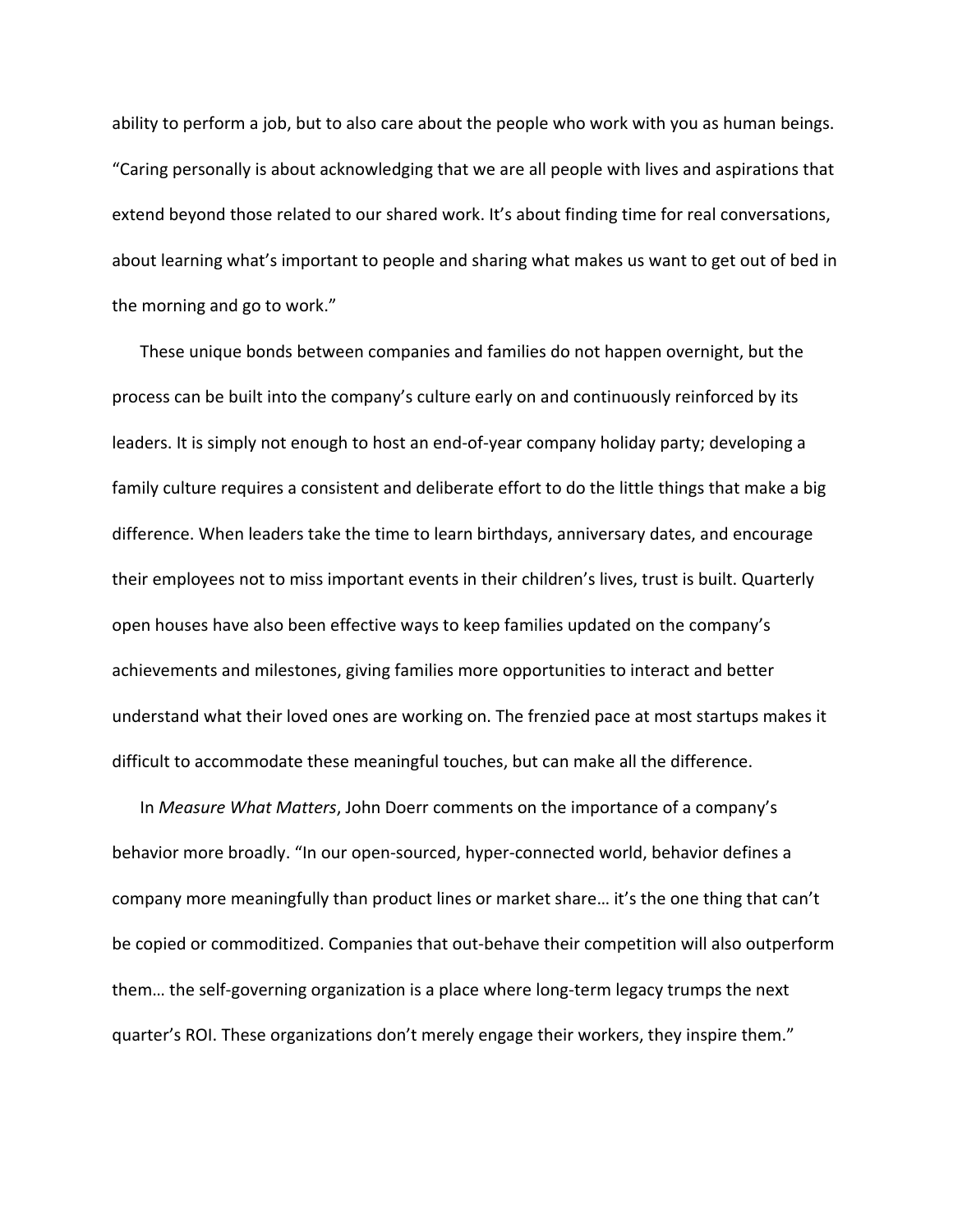ability to perform a job, but to also care about the people who work with you as human beings. "Caring personally is about acknowledging that we are all people with lives and aspirations that extend beyond those related to our shared work. It's about finding time for real conversations, about learning what's important to people and sharing what makes us want to get out of bed in the morning and go to work."

These unique bonds between companies and families do not happen overnight, but the process can be built into the company's culture early on and continuously reinforced by its leaders. It is simply not enough to host an end-of-year company holiday party; developing a family culture requires a consistent and deliberate effort to do the little things that make a big difference. When leaders take the time to learn birthdays, anniversary dates, and encourage their employees not to miss important events in their children's lives, trust is built. Quarterly open houses have also been effective ways to keep families updated on the company's achievements and milestones, giving families more opportunities to interact and better understand what their loved ones are working on. The frenzied pace at most startups makes it difficult to accommodate these meaningful touches, but can make all the difference.

In *Measure What Matters*, John Doerr comments on the importance of a company's behavior more broadly. "In our open-sourced, hyper-connected world, behavior defines a company more meaningfully than product lines or market share… it's the one thing that can't be copied or commoditized. Companies that out-behave their competition will also outperform them… the self-governing organization is a place where long-term legacy trumps the next quarter's ROI. These organizations don't merely engage their workers, they inspire them."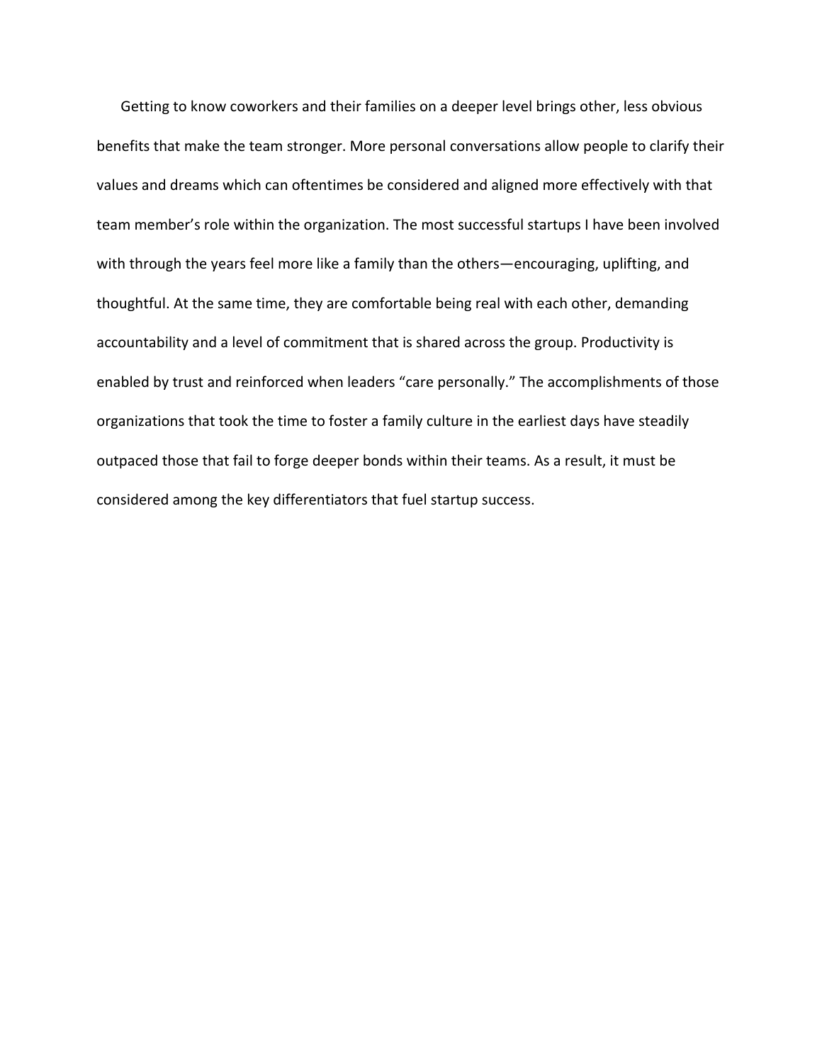Getting to know coworkers and their families on a deeper level brings other, less obvious benefits that make the team stronger. More personal conversations allow people to clarify their values and dreams which can oftentimes be considered and aligned more effectively with that team member's role within the organization. The most successful startups I have been involved with through the years feel more like a family than the others—encouraging, uplifting, and thoughtful. At the same time, they are comfortable being real with each other, demanding accountability and a level of commitment that is shared across the group. Productivity is enabled by trust and reinforced when leaders "care personally." The accomplishments of those organizations that took the time to foster a family culture in the earliest days have steadily outpaced those that fail to forge deeper bonds within their teams. As a result, it must be considered among the key differentiators that fuel startup success.